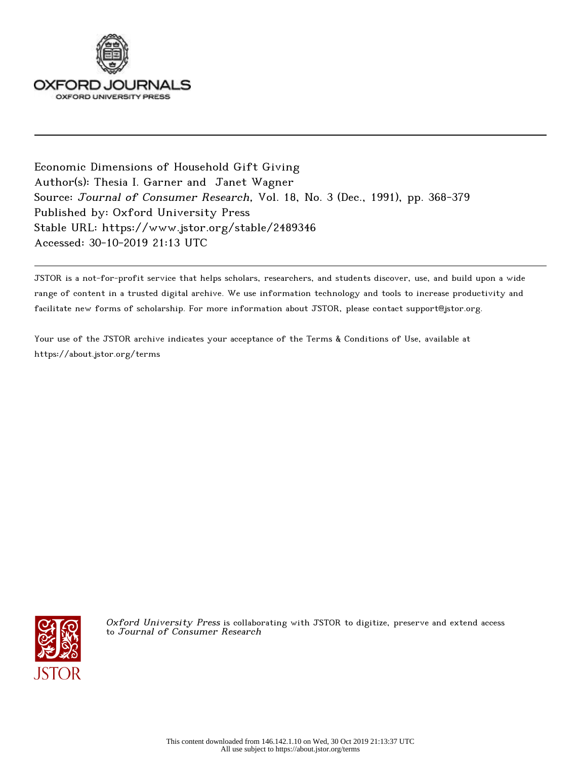Economic Dimensions of Household Gift Giving
Author(s): Thesia I. Garner and Janet Wagner
Source: *Journal of Consumer Research*, Vol. 18, No. 3 (Dec., 1991), pp. 368-379
Published by: Oxford University Press
Stable URL: https://www.jstor.org/stable/2489346
Accessed: 30-10-2019 21:13 UTC

JSTOR is a not-for-profit service that helps scholars, researchers, and students discover, use, and build upon a wide range of content in a trusted digital archive. We use information technology and tools to increase productivity and facilitate new forms of scholarship. For more information about JSTOR, please contact support@jstor.org.

Your use of the JSTOR archive indicates your acceptance of the Terms & Conditions of Use, available at https://about.jstor.org/terms

*Oxford University Press* is collaborating with JSTOR to digitize, preserve and extend access to *Journal of Consumer Research*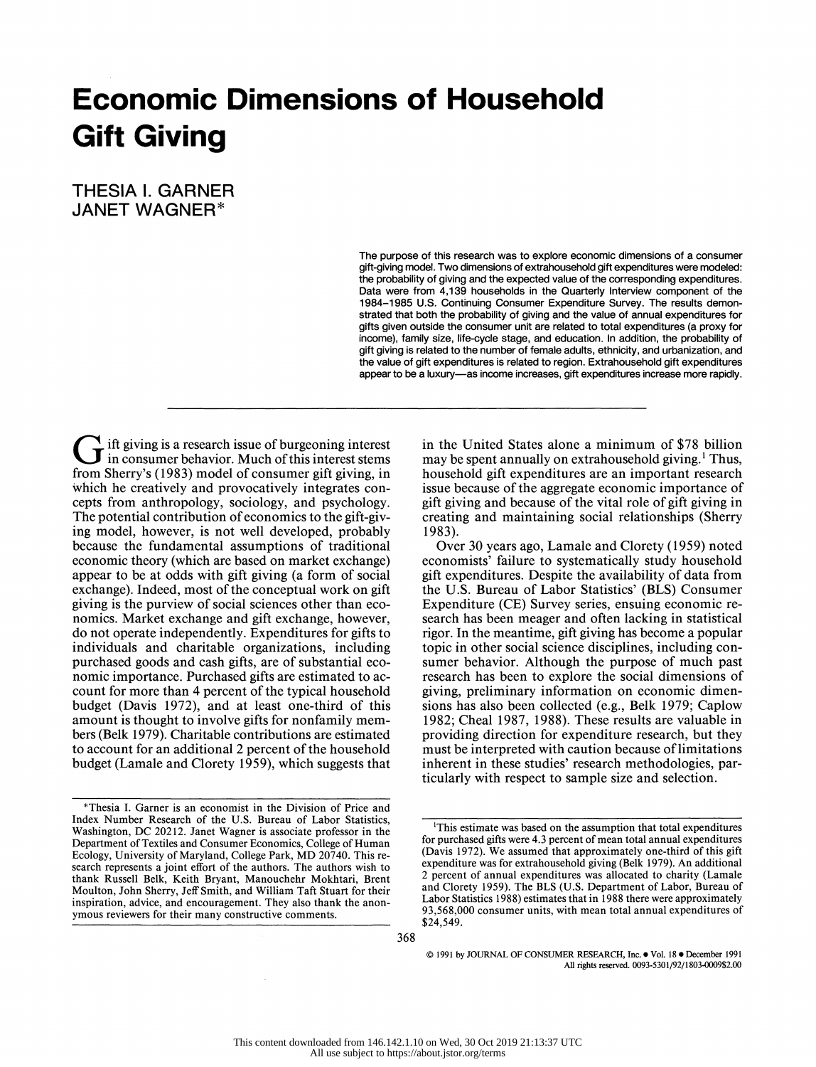# Economic Dimensions of Household Gift Giving

THESIA I. GARNER
JANET WAGNER*

The purpose of this research was to explore economic dimensions of a consumer gift-giving model. Two dimensions of extrahousehold gift expenditures were modeled: the probability of giving and the expected value of the corresponding expenditures. Data were from 4,139 households in the Quarterly Interview component of the 1984–1985 U.S. Continuing Consumer Expenditure Survey. The results demonstrated that both the probability of giving and the value of annual expenditures for gifts given outside the consumer unit are related to total expenditures (a proxy for income), family size, life-cycle stage, and education. In addition, the probability of gift giving is related to the number of female adults, ethnicity, and urbanization, and the value of gift expenditures is related to region. Extrahousehold gift expenditures appear to be a luxury—as income increases, gift expenditures increase more rapidly.

Gift giving is a research issue of burgeoning interest in consumer behavior. Much of this interest stems from Sherry's (1983) model of consumer gift giving, in which he creatively and provocatively integrates concepts from anthropology, sociology, and psychology. The potential contribution of economics to the gift-giving model, however, is not well developed, probably because the fundamental assumptions of traditional economic theory (which are based on market exchange) appear to be at odds with gift giving (a form of social exchange). Indeed, most of the conceptual work on gift giving is the purview of social sciences other than economics. Market exchange and gift exchange, however, do not operate independently. Expenditures for gifts to individuals and charitable organizations, including purchased goods and cash gifts, are of substantial economic importance. Purchased gifts are estimated to account for more than 4 percent of the typical household budget (Davis 1972), and at least one-third of this amount is thought to involve gifts for nonfamily members (Belk 1979). Charitable contributions are estimated to account for an additional 2 percent of the household budget (Lamale and Clorety 1959), which suggests that in the United States alone a minimum of $78 billion may be spent annually on extrahousehold giving.[1] Thus, household gift expenditures are an important research issue because of the aggregate economic importance of gift giving and because of the vital role of gift giving in creating and maintaining social relationships (Sherry 1983).

Over 30 years ago, Lamale and Clorety (1959) noted economists' failure to systematically study household gift expenditures. Despite the availability of data from the U.S. Bureau of Labor Statistics' (BLS) Consumer Expenditure (CE) Survey series, ensuing economic research has been meager and often lacking in statistical rigor. In the meantime, gift giving has become a popular topic in other social science disciplines, including consumer behavior. Although the purpose of much past research has been to explore the social dimensions of giving, preliminary information on economic dimensions has also been collected (e.g., Belk 1979; Caplow 1982; Cheal 1987, 1988). These results are valuable in providing direction for expenditure research, but they must be interpreted with caution because of limitations inherent in these studies' research methodologies, particularly with respect to sample size and selection.

*Thesia I. Garner is an economist in the Division of Price and Index Number Research of the U.S. Bureau of Labor Statistics, Washington, DC 20212. Janet Wagner is associate professor in the Department of Textiles and Consumer Economics, College of Human Ecology, University of Maryland, College Park, MD 20740. This research represents a joint effort of the authors. The authors wish to thank Russell Belk, Keith Bryant, Manouchehr Mokhtari, Brent Moulton, John Sherry, Jeff Smith, and William Taft Stuart for their inspiration, advice, and encouragement. They also thank the anonymous reviewers for their many constructive comments.

[1]This estimate was based on the assumption that total expenditures for purchased gifts were 4.3 percent of mean total annual expenditures (Davis 1972). We assumed that approximately one-third of this gift expenditure was for extrahousehold giving (Belk 1979). An additional 2 percent of annual expenditures was allocated to charity (Lamale and Clorety 1959). The BLS (U.S. Department of Labor, Bureau of Labor Statistics 1988) estimates that in 1988 there were approximately 93,568,000 consumer units, with mean total annual expenditures of $24,549.

© 1991 by JOURNAL OF CONSUMER RESEARCH, Inc. • Vol. 18 • December 1991
All rights reserved. 0093-5301/92/1803-0009$2.00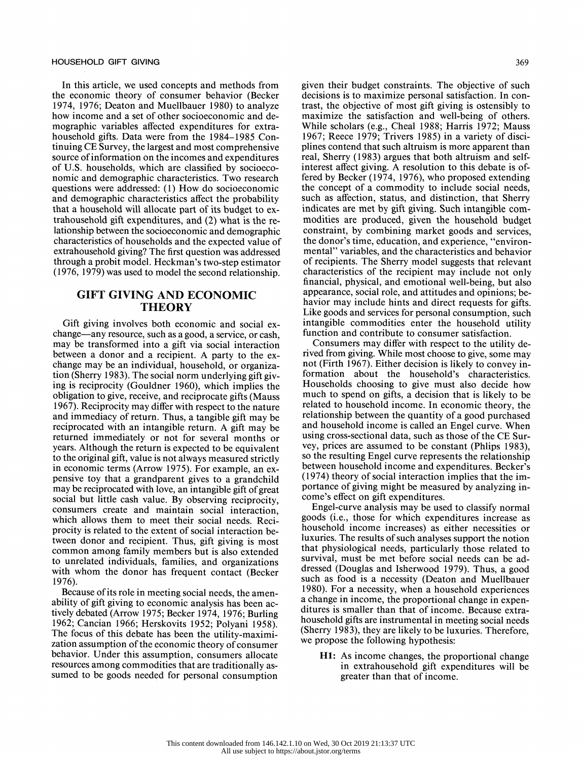In this article, we used concepts and methods from the economic theory of consumer behavior (Becker 1974, 1976; Deaton and Muellbauer 1980) to analyze how income and a set of other socioeconomic and demographic variables affected expenditures for extrahousehold gifts. Data were from the 1984–1985 Continuing CE Survey, the largest and most comprehensive source of information on the incomes and expenditures of U.S. households, which are classified by socioeconomic and demographic characteristics. Two research questions were addressed: (1) How do socioeconomic and demographic characteristics affect the probability that a household will allocate part of its budget to extrahousehold gift expenditures, and (2) what is the relationship between the socioeconomic and demographic characteristics of households and the expected value of extrahousehold giving? The first question was addressed through a probit model. Heckman's two-step estimator (1976, 1979) was used to model the second relationship.

## GIFT GIVING AND ECONOMIC THEORY

Gift giving involves both economic and social exchange—any resource, such as a good, a service, or cash, may be transformed into a gift via social interaction between a donor and a recipient. A party to the exchange may be an individual, household, or organization (Sherry 1983). The social norm underlying gift giving is reciprocity (Gouldner 1960), which implies the obligation to give, receive, and reciprocate gifts (Mauss 1967). Reciprocity may differ with respect to the nature and immediacy of return. Thus, a tangible gift may be reciprocated with an intangible return. A gift may be returned immediately or not for several months or years. Although the return is expected to be equivalent to the original gift, value is not always measured strictly in economic terms (Arrow 1975). For example, an expensive toy that a grandparent gives to a grandchild may be reciprocated with love, an intangible gift of great social but little cash value. By observing reciprocity, consumers create and maintain social interaction, which allows them to meet their social needs. Reciprocity is related to the extent of social interaction between donor and recipient. Thus, gift giving is most common among family members but is also extended to unrelated individuals, families, and organizations with whom the donor has frequent contact (Becker 1976).

Because of its role in meeting social needs, the amenability of gift giving to economic analysis has been actively debated (Arrow 1975; Becker 1974, 1976; Burling 1962; Cancian 1966; Herskovits 1952; Polyani 1958). The focus of this debate has been the utility-maximization assumption of the economic theory of consumer behavior. Under this assumption, consumers allocate resources among commodities that are traditionally assumed to be goods needed for personal consumption given their budget constraints. The objective of such decisions is to maximize personal satisfaction. In contrast, the objective of most gift giving is ostensibly to maximize the satisfaction and well-being of others. While scholars (e.g., Cheal 1988; Harris 1972; Mauss 1967; Reece 1979; Trivers 1985) in a variety of disciplines contend that such altruism is more apparent than real, Sherry (1983) argues that both altruism and self-interest affect giving. A resolution to this debate is offered by Becker (1974, 1976), who proposed extending the concept of a commodity to include social needs, such as affection, status, and distinction, that Sherry indicates are met by gift giving. Such intangible commodities are produced, given the household budget constraint, by combining market goods and services, the donor's time, education, and experience, "environmental" variables, and the characteristics and behavior of recipients. The Sherry model suggests that relevant characteristics of the recipient may include not only financial, physical, and emotional well-being, but also appearance, social role, and attitudes and opinions; behavior may include hints and direct requests for gifts. Like goods and services for personal consumption, such intangible commodities enter the household utility function and contribute to consumer satisfaction.

Consumers may differ with respect to the utility derived from giving. While most choose to give, some may not (Firth 1967). Either decision is likely to convey information about the household's characteristics. Households choosing to give must also decide how much to spend on gifts, a decision that is likely to be related to household income. In economic theory, the relationship between the quantity of a good purchased and household income is called an Engel curve. When using cross-sectional data, such as those of the CE Survey, prices are assumed to be constant (Phlips 1983), so the resulting Engel curve represents the relationship between household income and expenditures. Becker's (1974) theory of social interaction implies that the importance of giving might be measured by analyzing income's effect on gift expenditures.

Engel-curve analysis may be used to classify normal goods (i.e., those for which expenditures increase as household income increases) as either necessities or luxuries. The results of such analyses support the notion that physiological needs, particularly those related to survival, must be met before social needs can be addressed (Douglas and Isherwood 1979). Thus, a good such as food is a necessity (Deaton and Muellbauer 1980). For a necessity, when a household experiences a change in income, the proportional change in expenditures is smaller than that of income. Because extrahousehold gifts are instrumental in meeting social needs (Sherry 1983), they are likely to be luxuries. Therefore, we propose the following hypothesis:

> **H1:** As income changes, the proportional change in extrahousehold gift expenditures will be greater than that of income.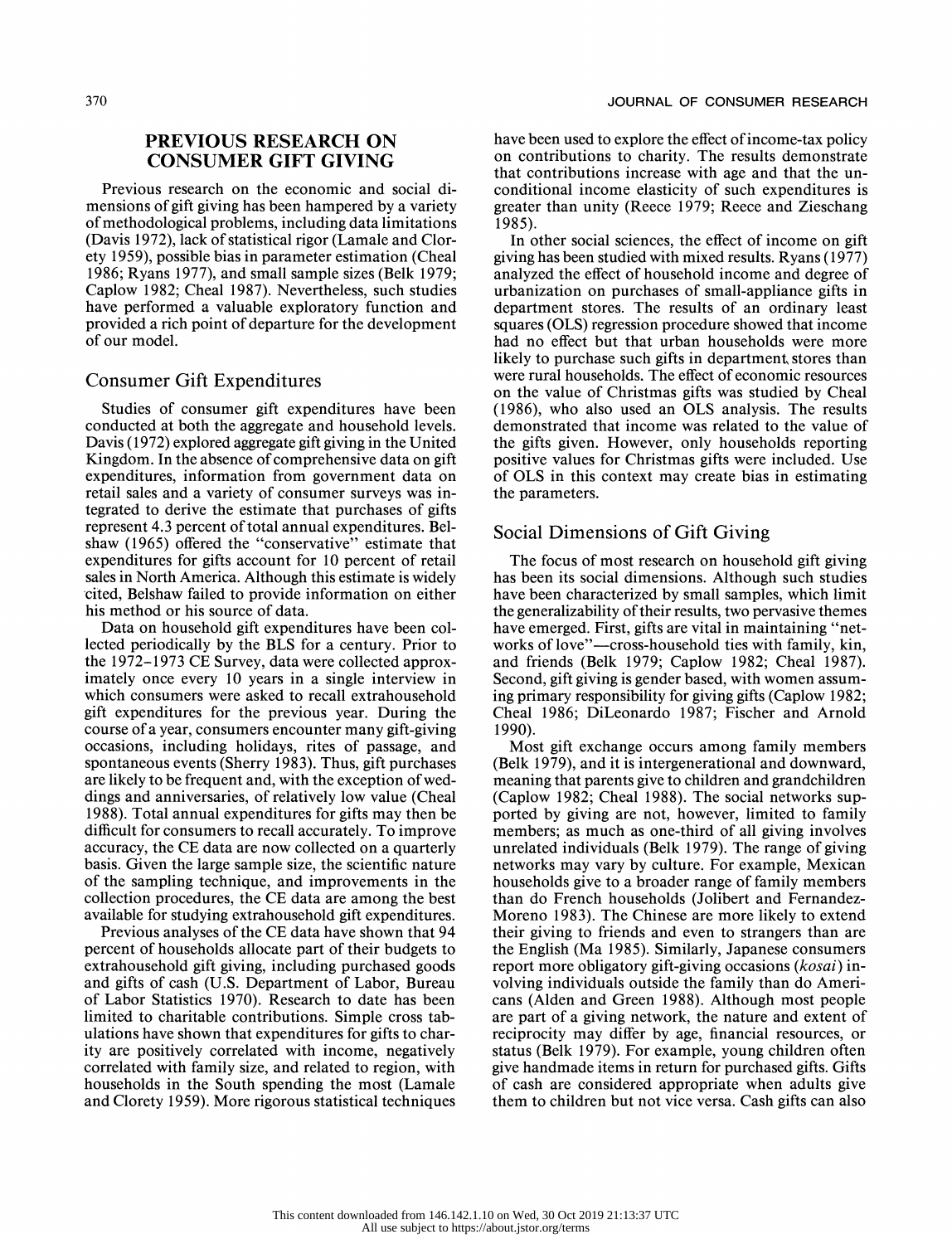## PREVIOUS RESEARCH ON CONSUMER GIFT GIVING

Previous research on the economic and social dimensions of gift giving has been hampered by a variety of methodological problems, including data limitations (Davis 1972), lack of statistical rigor (Lamale and Clorety 1959), possible bias in parameter estimation (Cheal 1986; Ryans 1977), and small sample sizes (Belk 1979; Caplow 1982; Cheal 1987). Nevertheless, such studies have performed a valuable exploratory function and provided a rich point of departure for the development of our model.

### Consumer Gift Expenditures

Studies of consumer gift expenditures have been conducted at both the aggregate and household levels. Davis (1972) explored aggregate gift giving in the United Kingdom. In the absence of comprehensive data on gift expenditures, information from government data on retail sales and a variety of consumer surveys was integrated to derive the estimate that purchases of gifts represent 4.3 percent of total annual expenditures. Belshaw (1965) offered the "conservative" estimate that expenditures for gifts account for 10 percent of retail sales in North America. Although this estimate is widely cited, Belshaw failed to provide information on either his method or his source of data.

Data on household gift expenditures have been collected periodically by the BLS for a century. Prior to the 1972–1973 CE Survey, data were collected approximately once every 10 years in a single interview in which consumers were asked to recall extrahousehold gift expenditures for the previous year. During the course of a year, consumers encounter many gift-giving occasions, including holidays, rites of passage, and spontaneous events (Sherry 1983). Thus, gift purchases are likely to be frequent and, with the exception of weddings and anniversaries, of relatively low value (Cheal 1988). Total annual expenditures for gifts may then be difficult for consumers to recall accurately. To improve accuracy, the CE data are now collected on a quarterly basis. Given the large sample size, the scientific nature of the sampling technique, and improvements in the collection procedures, the CE data are among the best available for studying extrahousehold gift expenditures.

Previous analyses of the CE data have shown that 94 percent of households allocate part of their budgets to extrahousehold gift giving, including purchased goods and gifts of cash (U.S. Department of Labor, Bureau of Labor Statistics 1970). Research to date has been limited to charitable contributions. Simple cross tabulations have shown that expenditures for gifts to charity are positively correlated with income, negatively correlated with family size, and related to region, with households in the South spending the most (Lamale and Clorety 1959). More rigorous statistical techniques have been used to explore the effect of income-tax policy on contributions to charity. The results demonstrate that contributions increase with age and that the unconditional income elasticity of such expenditures is greater than unity (Reece 1979; Reece and Zieschang 1985).

In other social sciences, the effect of income on gift giving has been studied with mixed results. Ryans (1977) analyzed the effect of household income and degree of urbanization on purchases of small-appliance gifts in department stores. The results of an ordinary least squares (OLS) regression procedure showed that income had no effect but that urban households were more likely to purchase such gifts in department stores than were rural households. The effect of economic resources on the value of Christmas gifts was studied by Cheal (1986), who also used an OLS analysis. The results demonstrated that income was related to the value of the gifts given. However, only households reporting positive values for Christmas gifts were included. Use of OLS in this context may create bias in estimating the parameters.

### Social Dimensions of Gift Giving

The focus of most research on household gift giving has been its social dimensions. Although such studies have been characterized by small samples, which limit the generalizability of their results, two pervasive themes have emerged. First, gifts are vital in maintaining "networks of love"—cross-household ties with family, kin, and friends (Belk 1979; Caplow 1982; Cheal 1987). Second, gift giving is gender based, with women assuming primary responsibility for giving gifts (Caplow 1982; Cheal 1986; DiLeonardo 1987; Fischer and Arnold 1990).

Most gift exchange occurs among family members (Belk 1979), and it is intergenerational and downward, meaning that parents give to children and grandchildren (Caplow 1982; Cheal 1988). The social networks supported by giving are not, however, limited to family members; as much as one-third of all giving involves unrelated individuals (Belk 1979). The range of giving networks may vary by culture. For example, Mexican households give to a broader range of family members than do French households (Jolibert and Fernandez-Moreno 1983). The Chinese are more likely to extend their giving to friends and even to strangers than are the English (Ma 1985). Similarly, Japanese consumers report more obligatory gift-giving occasions (*kosai*) involving individuals outside the family than do Americans (Alden and Green 1988). Although most people are part of a giving network, the nature and extent of reciprocity may differ by age, financial resources, or status (Belk 1979). For example, young children often give handmade items in return for purchased gifts. Gifts of cash are considered appropriate when adults give them to children but not vice versa. Cash gifts can also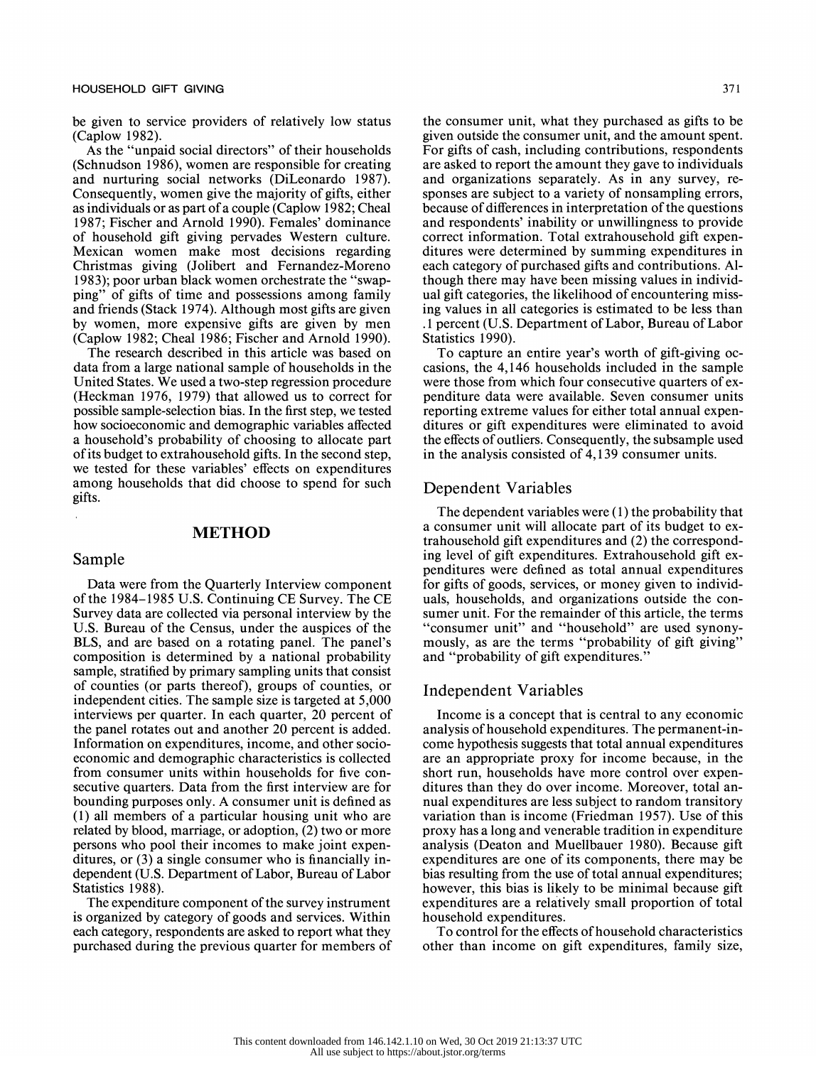be given to service providers of relatively low status (Caplow 1982).

As the "unpaid social directors" of their households (Schnudson 1986), women are responsible for creating and nurturing social networks (DiLeonardo 1987). Consequently, women give the majority of gifts, either as individuals or as part of a couple (Caplow 1982; Cheal 1987; Fischer and Arnold 1990). Females' dominance of household gift giving pervades Western culture. Mexican women make most decisions regarding Christmas giving (Jolibert and Fernandez-Moreno 1983); poor urban black women orchestrate the "swapping" of gifts of time and possessions among family and friends (Stack 1974). Although most gifts are given by women, more expensive gifts are given by men (Caplow 1982; Cheal 1986; Fischer and Arnold 1990).

The research described in this article was based on data from a large national sample of households in the United States. We used a two-step regression procedure (Heckman 1976, 1979) that allowed us to correct for possible sample-selection bias. In the first step, we tested how socioeconomic and demographic variables affected a household's probability of choosing to allocate part of its budget to extrahousehold gifts. In the second step, we tested for these variables' effects on expenditures among households that did choose to spend for such gifts.

## METHOD

### Sample

Data were from the Quarterly Interview component of the 1984–1985 U.S. Continuing CE Survey. The CE Survey data are collected via personal interview by the U.S. Bureau of the Census, under the auspices of the BLS, and are based on a rotating panel. The panel's composition is determined by a national probability sample, stratified by primary sampling units that consist of counties (or parts thereof), groups of counties, or independent cities. The sample size is targeted at 5,000 interviews per quarter. In each quarter, 20 percent of the panel rotates out and another 20 percent is added. Information on expenditures, income, and other socioeconomic and demographic characteristics is collected from consumer units within households for five consecutive quarters. Data from the first interview are for bounding purposes only. A consumer unit is defined as (1) all members of a particular housing unit who are related by blood, marriage, or adoption, (2) two or more persons who pool their incomes to make joint expenditures, or (3) a single consumer who is financially independent (U.S. Department of Labor, Bureau of Labor Statistics 1988).

The expenditure component of the survey instrument is organized by category of goods and services. Within each category, respondents are asked to report what they purchased during the previous quarter for members of the consumer unit, what they purchased as gifts to be given outside the consumer unit, and the amount spent. For gifts of cash, including contributions, respondents are asked to report the amount they gave to individuals and organizations separately. As in any survey, responses are subject to a variety of nonsampling errors, because of differences in interpretation of the questions and respondents' inability or unwillingness to provide correct information. Total extrahousehold gift expenditures were determined by summing expenditures in each category of purchased gifts and contributions. Although there may have been missing values in individual gift categories, the likelihood of encountering missing values in all categories is estimated to be less than .1 percent (U.S. Department of Labor, Bureau of Labor Statistics 1990).

To capture an entire year's worth of gift-giving occasions, the 4,146 households included in the sample were those from which four consecutive quarters of expenditure data were available. Seven consumer units reporting extreme values for either total annual expenditures or gift expenditures were eliminated to avoid the effects of outliers. Consequently, the subsample used in the analysis consisted of 4,139 consumer units.

### Dependent Variables

The dependent variables were (1) the probability that a consumer unit will allocate part of its budget to extrahousehold gift expenditures and (2) the corresponding level of gift expenditures. Extrahousehold gift expenditures were defined as total annual expenditures for gifts of goods, services, or money given to individuals, households, and organizations outside the consumer unit. For the remainder of this article, the terms "consumer unit" and "household" are used synonymously, as are the terms "probability of gift giving" and "probability of gift expenditures."

### Independent Variables

Income is a concept that is central to any economic analysis of household expenditures. The permanent-income hypothesis suggests that total annual expenditures are an appropriate proxy for income because, in the short run, households have more control over expenditures than they do over income. Moreover, total annual expenditures are less subject to random transitory variation than is income (Friedman 1957). Use of this proxy has a long and venerable tradition in expenditure analysis (Deaton and Muellbauer 1980). Because gift expenditures are one of its components, there may be bias resulting from the use of total annual expenditures; however, this bias is likely to be minimal because gift expenditures are a relatively small proportion of total household expenditures.

To control for the effects of household characteristics other than income on gift expenditures, family size,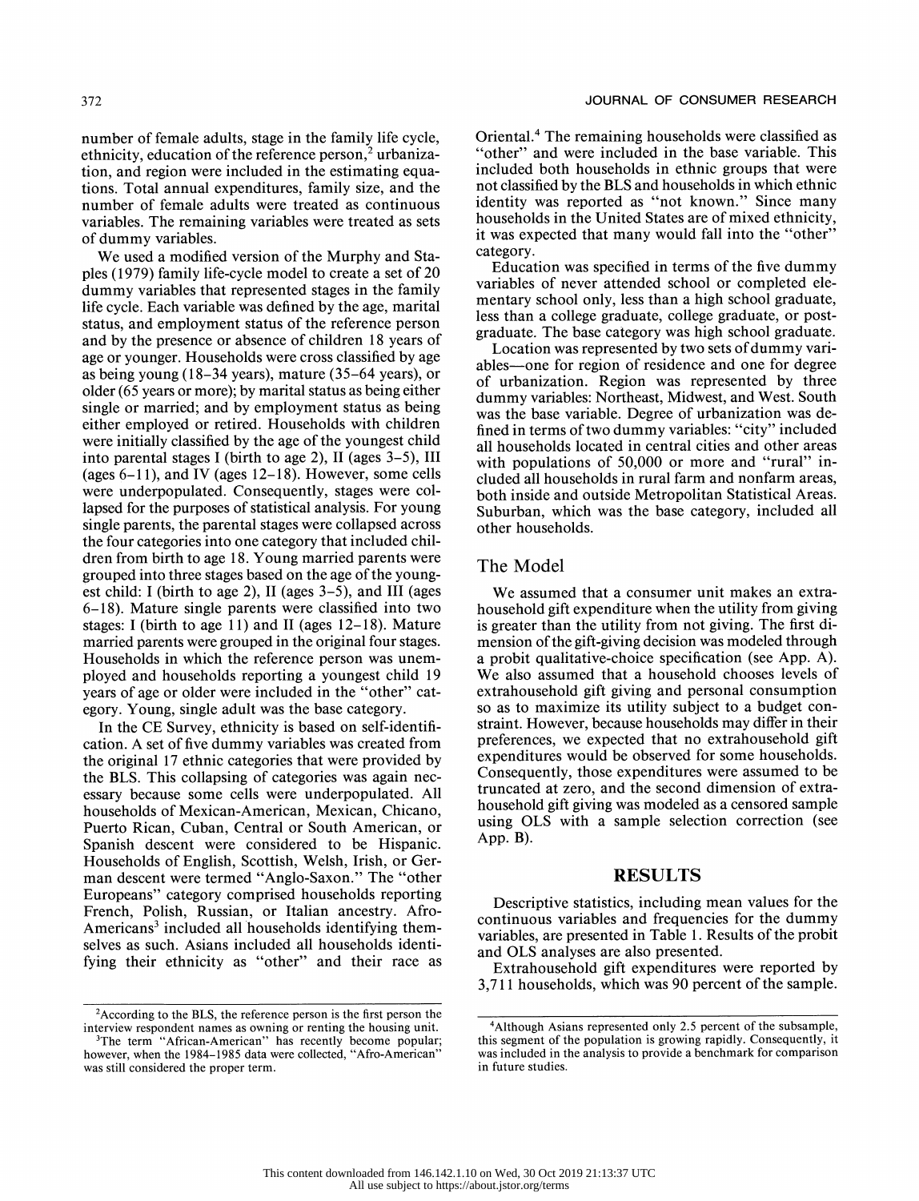number of female adults, stage in the family life cycle, ethnicity, education of the reference person,[2] urbanization, and region were included in the estimating equations. Total annual expenditures, family size, and the number of female adults were treated as continuous variables. The remaining variables were treated as sets of dummy variables.

We used a modified version of the Murphy and Staples (1979) family life-cycle model to create a set of 20 dummy variables that represented stages in the family life cycle. Each variable was defined by the age, marital status, and employment status of the reference person and by the presence or absence of children 18 years of age or younger. Households were cross classified by age as being young (18–34 years), mature (35–64 years), or older (65 years or more); by marital status as being either single or married; and by employment status as being either employed or retired. Households with children were initially classified by the age of the youngest child into parental stages I (birth to age 2), II (ages 3–5), III (ages 6–11), and IV (ages 12–18). However, some cells were underpopulated. Consequently, stages were collapsed for the purposes of statistical analysis. For young single parents, the parental stages were collapsed across the four categories into one category that included children from birth to age 18. Young married parents were grouped into three stages based on the age of the youngest child: I (birth to age 2), II (ages 3–5), and III (ages 6–18). Mature single parents were classified into two stages: I (birth to age 11) and II (ages 12–18). Mature married parents were grouped in the original four stages. Households in which the reference person was unemployed and households reporting a youngest child 19 years of age or older were included in the "other" category. Young, single adult was the base category.

In the CE Survey, ethnicity is based on self-identification. A set of five dummy variables was created from the original 17 ethnic categories that were provided by the BLS. This collapsing of categories was again necessary because some cells were underpopulated. All households of Mexican-American, Mexican, Chicano, Puerto Rican, Cuban, Central or South American, or Spanish descent were considered to be Hispanic. Households of English, Scottish, Welsh, Irish, or German descent were termed "Anglo-Saxon." The "other Europeans" category comprised households reporting French, Polish, Russian, or Italian ancestry. Afro-Americans[3] included all households identifying themselves as such. Asians included all households identifying their ethnicity as "other" and their race as Oriental.[4] The remaining households were classified as "other" and were included in the base variable. This included both households in ethnic groups that were not classified by the BLS and households in which ethnic identity was reported as "not known." Since many households in the United States are of mixed ethnicity, it was expected that many would fall into the "other" category.

Education was specified in terms of the five dummy variables of never attended school or completed elementary school only, less than a high school graduate, less than a college graduate, college graduate, or postgraduate. The base category was high school graduate.

Location was represented by two sets of dummy variables—one for region of residence and one for degree of urbanization. Region was represented by three dummy variables: Northeast, Midwest, and West. South was the base variable. Degree of urbanization was defined in terms of two dummy variables: "city" included all households located in central cities and other areas with populations of 50,000 or more and "rural" included all households in rural farm and nonfarm areas, both inside and outside Metropolitan Statistical Areas. Suburban, which was the base category, included all other households.

## The Model

We assumed that a consumer unit makes an extrahousehold gift expenditure when the utility from giving is greater than the utility from not giving. The first dimension of the gift-giving decision was modeled through a probit qualitative-choice specification (see App. A). We also assumed that a household chooses levels of extrahousehold gift giving and personal consumption so as to maximize its utility subject to a budget constraint. However, because households may differ in their preferences, we expected that no extrahousehold gift expenditures would be observed for some households. Consequently, those expenditures were assumed to be truncated at zero, and the second dimension of extrahousehold gift giving was modeled as a censored sample using OLS with a sample selection correction (see App. B).

# RESULTS

Descriptive statistics, including mean values for the continuous variables and frequencies for the dummy variables, are presented in Table 1. Results of the probit and OLS analyses are also presented.

Extrahousehold gift expenditures were reported by 3,711 households, which was 90 percent of the sample.

[2]According to the BLS, the reference person is the first person the interview respondent names as owning or renting the housing unit.

[3]The term "African-American" has recently become popular; however, when the 1984–1985 data were collected, "Afro-American" was still considered the proper term.

[4]Although Asians represented only 2.5 percent of the subsample, this segment of the population is growing rapidly. Consequently, it was included in the analysis to provide a benchmark for comparison in future studies.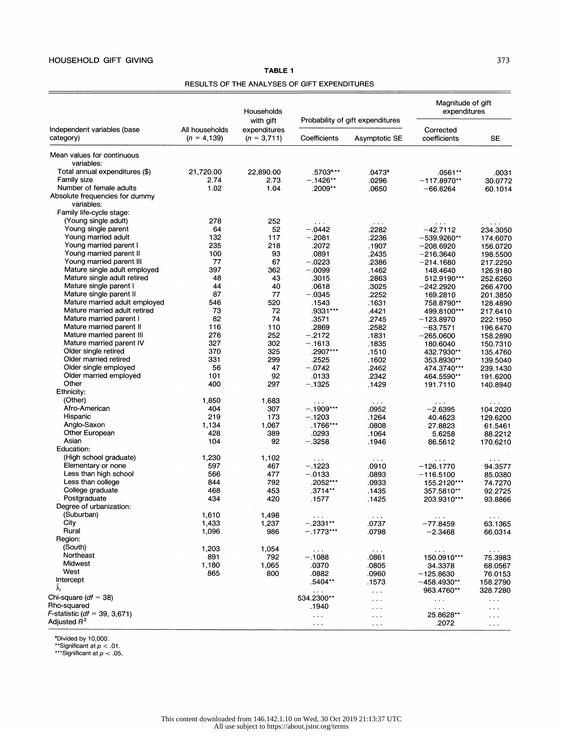**TABLE 1**

RESULTS OF THE ANALYSES OF GIFT EXPENDITURES

| Independent variables (base category) | All households ($n$ = 4,139) | Households with gift expenditures ($n$ = 3,711) | Probability of gift expenditures | | Magnitude of gift expenditures | |
|---|---|---|---|---|---|---|
| | | | Coefficients | Asymptotic SE | Corrected coefficients | SE |
| Mean values for continuous variables: | | | | | | |
| Total annual expenditures ($) | 21,720.00 | 22,890.00 | .5703[a,**] | .0473[a] | .0561** | .0031 |
| Family size | 2.74 | 2.73 | −.1426** | .0296 | −117.8970** | 30.0772 |
| Number of female adults | 1.02 | 1.04 | .2009** | .0650 | −66.6264 | 60.1014 |
| Absolute frequencies for dummy variables: | | | | | | |
| Family life-cycle stage: | | | | | | |
| (Young single adult) | 278 | 252 | ... | ... | ... | ... |
| Young single parent | 64 | 52 | −.0442 | .2282 | −42.7112 | 234.3050 |
| Young married adult | 132 | 117 | −.2081 | .2236 | −539.9260** | 174.6070 |
| Young married parent I | 235 | 218 | .2072 | .1907 | −208.6920 | 156.0720 |
| Young married parent II | 100 | 93 | .0891 | .2435 | −216.3640 | 198.5500 |
| Young married parent III | 77 | 67 | −.0223 | .2386 | −214.1680 | 217.2250 |
| Mature single adult employed | 397 | 362 | −.0099 | .1462 | 148.4640 | 126.9180 |
| Mature single adult retired | 48 | 43 | .3015 | .2863 | 512.9190*** | 252.6260 |
| Mature single parent I | 44 | 40 | .0618 | .3025 | −242.2920 | 266.4700 |
| Mature single parent II | 87 | 77 | −.0345 | .2252 | 169.2810 | 201.3850 |
| Mature married adult employed | 546 | 520 | .1543 | .1631 | 758.8790** | 128.4890 |
| Mature married adult retired | 73 | 72 | .9331*** | .4421 | 499.8100*** | 217.6410 |
| Mature married parent I | 82 | 74 | .3571 | .2745 | −123.8970 | 222.1950 |
| Mature married parent II | 116 | 110 | .2869 | .2582 | −63.7571 | 196.6470 |
| Mature married parent III | 276 | 252 | −.2172 | .1831 | −265.0600 | 158.2890 |
| Mature married parent IV | 327 | 302 | −.1613 | .1835 | 180.6040 | 150.7310 |
| Older single retired | 370 | 325 | .2907*** | .1510 | 432.7930** | 135.4760 |
| Older married retired | 331 | 299 | .2525 | .1602 | 353.8930** | 139.5040 |
| Older single employed | 56 | 47 | −.0742 | .2462 | 474.3740*** | 239.1430 |
| Older married employed | 101 | 92 | .0133 | .2342 | 464.5590** | 191.6200 |
| Other | 400 | 297 | −.1325 | .1429 | 191.7110 | 140.8940 |
| Ethnicity: | | | | | | |
| (Other) | 1,850 | 1,683 | ... | ... | ... | ... |
| Afro-American | 404 | 307 | −.1909*** | .0952 | −2.6395 | 104.2020 |
| Hispanic | 219 | 173 | −.1203 | .1264 | 40.4623 | 129.6200 |
| Anglo-Saxon | 1,134 | 1,067 | .1766*** | .0808 | 27.8823 | 61.5461 |
| Other European | 428 | 389 | .0293 | .1064 | 5.6258 | 88.2212 |
| Asian | 104 | 92 | −.3258 | .1946 | 86.5612 | 170.6210 |
| Education: | | | | | | |
| (High school graduate) | 1,230 | 1,102 | ... | ... | ... | ... |
| Elementary or none | 597 | 467 | −.1223 | .0910 | −126.1770 | 94.3577 |
| Less than high school | 566 | 477 | −.0133 | .0893 | −116.5100 | 85.0380 |
| Less than college | 844 | 792 | .2052*** | .0933 | 155.2120*** | 74.7270 |
| College graduate | 468 | 453 | .3714** | .1435 | 357.5810** | 92.2725 |
| Postgraduate | 434 | 420 | .1577 | .1425 | 203.9310*** | 93.8866 |
| Degree of urbanization: | | | | | | |
| (Suburban) | 1,610 | 1,498 | ... | ... | ... | ... |
| City | 1,433 | 1,237 | −.2331** | .0737 | −77.8459 | 63.1365 |
| Rural | 1,096 | 986 | −.1773*** | .0798 | −2.3468 | 66.0314 |
| Region: | | | | | | |
| (South) | 1,203 | 1,054 | ... | ... | ... | ... |
| Northeast | 891 | 792 | −.1088 | .0861 | 150.0910*** | 75.3983 |
| Midwest | 1,180 | 1,065 | .0370 | .0805 | 34.3378 | 68.0567 |
| West | 865 | 800 | .0882 | .0960 | −125.8630 | 76.0153 |
| Intercept | | | .5404** | .1573 | −458.4930** | 158.2790 |
| $\hat{\lambda}_i$ | | | ... | ... | 963.4760** | 328.7280 |
| Chi-square ($df$ = 38) | | | 534.2300** | ... | ... | ... |
| Rho-squared | | | .1940 | ... | ... | ... |
| $F$-statistic ($df$ = 39, 3,671) | | | ... | ... | 25.8628** | ... |
| Adjusted $R^2$ | | | ... | ... | .2072 | ... |

[a]Divided by 10,000.
**Significant at $p < .01$.
***Significant at $p < .05$.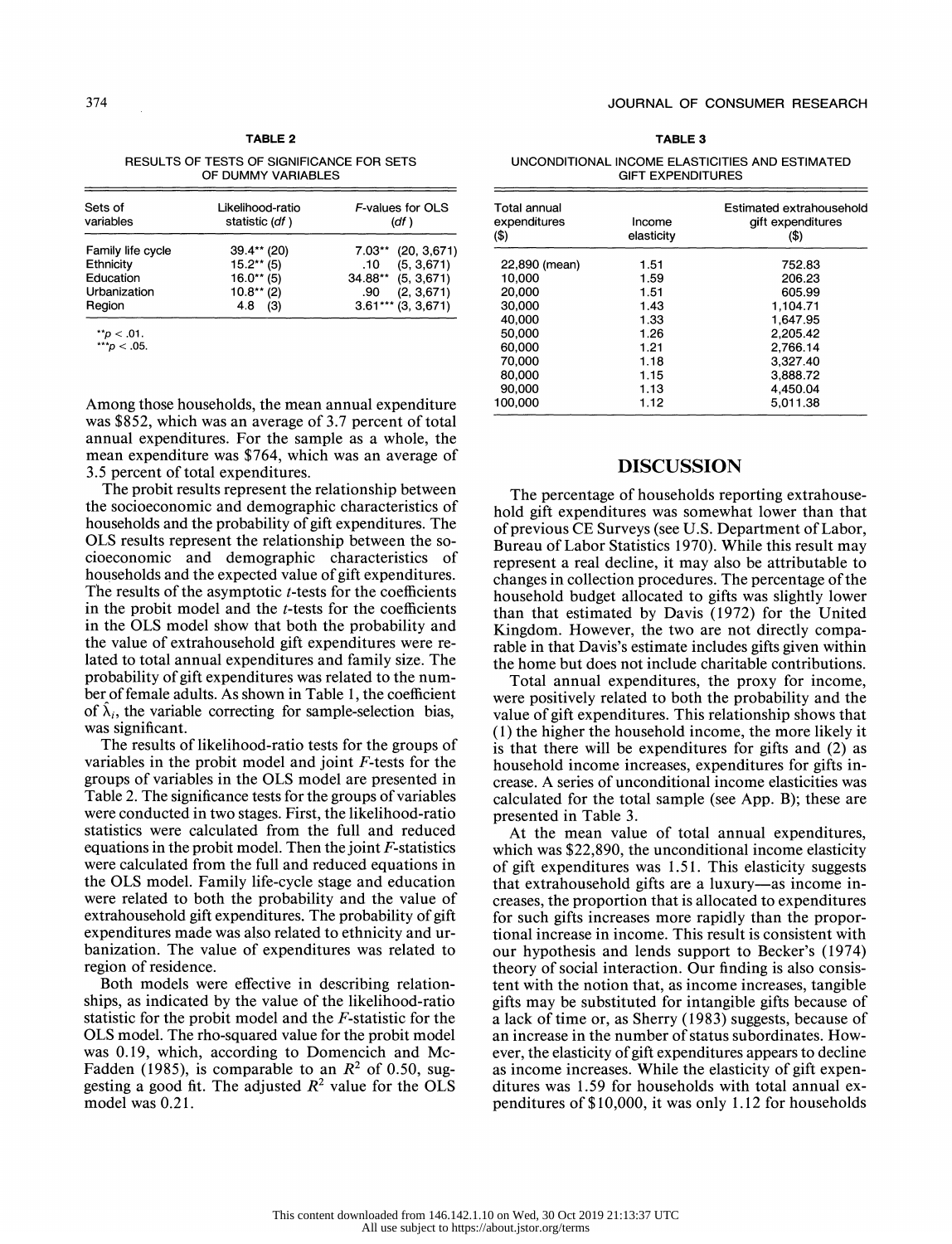**TABLE 2**

RESULTS OF TESTS OF SIGNIFICANCE FOR SETS OF DUMMY VARIABLES

| Sets of variables | Likelihood-ratio statistic (*df*) | *F*-values for OLS (*df*) |
|---|---|---|
| Family life cycle | 39.4** (20) | 7.03** (20, 3,671) |
| Ethnicity | 15.2** (5) | .10 (5, 3,671) |
| Education | 16.0** (5) | 34.88** (5, 3,671) |
| Urbanization | 10.8** (2) | .90 (2, 3,671) |
| Region | 4.8 (3) | 3.61*** (3, 3,671) |

**$p < .01$.

***$p < .05$.

Among those households, the mean annual expenditure was \$852, which was an average of 3.7 percent of total annual expenditures. For the sample as a whole, the mean expenditure was \$764, which was an average of 3.5 percent of total expenditures.

The probit results represent the relationship between the socioeconomic and demographic characteristics of households and the probability of gift expenditures. The OLS results represent the relationship between the socioeconomic and demographic characteristics of households and the expected value of gift expenditures. The results of the asymptotic *t*-tests for the coefficients in the probit model and the *t*-tests for the coefficients in the OLS model show that both the probability and the value of extrahousehold gift expenditures were related to total annual expenditures and family size. The probability of gift expenditures was related to the number of female adults. As shown in Table 1, the coefficient of $\hat{\lambda}_i$, the variable correcting for sample-selection bias, was significant.

The results of likelihood-ratio tests for the groups of variables in the probit model and joint *F*-tests for the groups of variables in the OLS model are presented in Table 2. The significance tests for the groups of variables were conducted in two stages. First, the likelihood-ratio statistics were calculated from the full and reduced equations in the probit model. Then the joint *F*-statistics were calculated from the full and reduced equations in the OLS model. Family life-cycle stage and education were related to both the probability and the value of extrahousehold gift expenditures. The probability of gift expenditures made was also related to ethnicity and urbanization. The value of expenditures was related to region of residence.

Both models were effective in describing relationships, as indicated by the value of the likelihood-ratio statistic for the probit model and the *F*-statistic for the OLS model. The rho-squared value for the probit model was 0.19, which, according to Domencich and McFadden (1985), is comparable to an $R^2$ of 0.50, suggesting a good fit. The adjusted $R^2$ value for the OLS model was 0.21.

**TABLE 3**

UNCONDITIONAL INCOME ELASTICITIES AND ESTIMATED GIFT EXPENDITURES

| Total annual expenditures (\$) | Income elasticity | Estimated extrahousehold gift expenditures (\$) |
|---|---|---|
| 22,890 (mean) | 1.51 | 752.83 |
| 10,000 | 1.59 | 206.23 |
| 20,000 | 1.51 | 605.99 |
| 30,000 | 1.43 | 1,104.71 |
| 40,000 | 1.33 | 1,647.95 |
| 50,000 | 1.26 | 2,205.42 |
| 60,000 | 1.21 | 2,766.14 |
| 70,000 | 1.18 | 3,327.40 |
| 80,000 | 1.15 | 3,888.72 |
| 90,000 | 1.13 | 4,450.04 |
| 100,000 | 1.12 | 5,011.38 |

## DISCUSSION

The percentage of households reporting extrahousehold gift expenditures was somewhat lower than that of previous CE Surveys (see U.S. Department of Labor, Bureau of Labor Statistics 1970). While this result may represent a real decline, it may also be attributable to changes in collection procedures. The percentage of the household budget allocated to gifts was slightly lower than that estimated by Davis (1972) for the United Kingdom. However, the two are not directly comparable in that Davis's estimate includes gifts given within the home but does not include charitable contributions.

Total annual expenditures, the proxy for income, were positively related to both the probability and the value of gift expenditures. This relationship shows that (1) the higher the household income, the more likely it is that there will be expenditures for gifts and (2) as household income increases, expenditures for gifts increase. A series of unconditional income elasticities was calculated for the total sample (see App. B); these are presented in Table 3.

At the mean value of total annual expenditures, which was \$22,890, the unconditional income elasticity of gift expenditures was 1.51. This elasticity suggests that extrahousehold gifts are a luxury—as income increases, the proportion that is allocated to expenditures for such gifts increases more rapidly than the proportional increase in income. This result is consistent with our hypothesis and lends support to Becker's (1974) theory of social interaction. Our finding is also consistent with the notion that, as income increases, tangible gifts may be substituted for intangible gifts because of a lack of time or, as Sherry (1983) suggests, because of an increase in the number of status subordinates. However, the elasticity of gift expenditures appears to decline as income increases. While the elasticity of gift expenditures was 1.59 for households with total annual expenditures of \$10,000, it was only 1.12 for households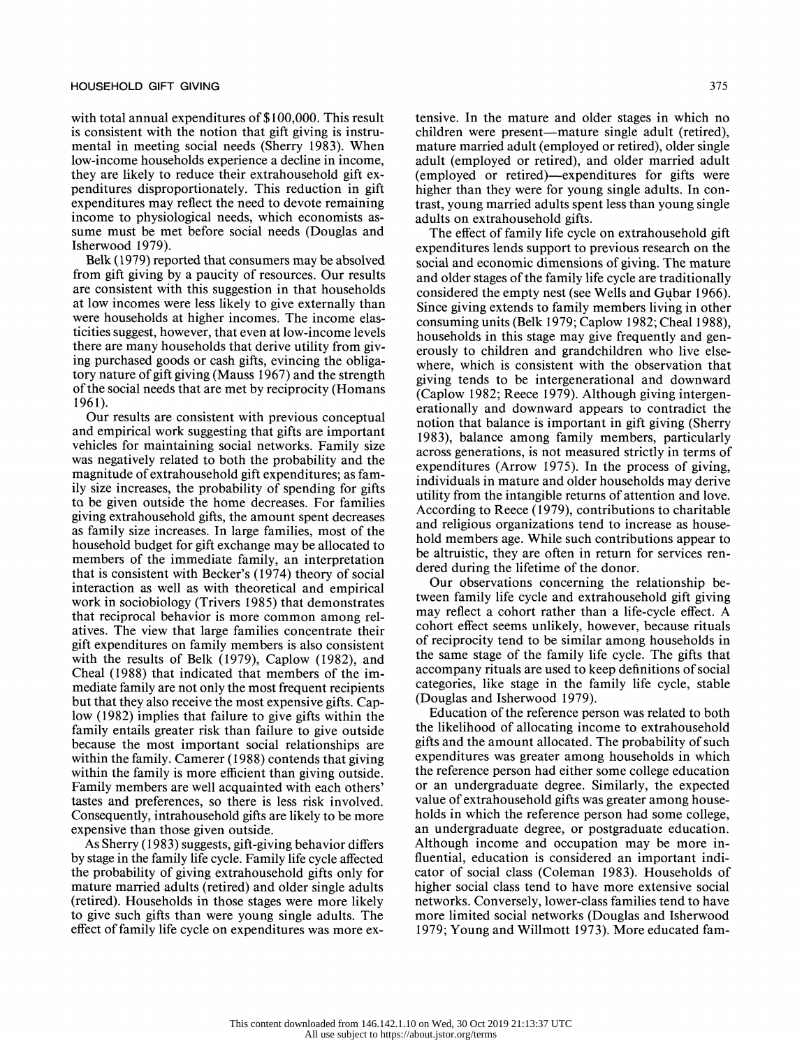with total annual expenditures of $100,000. This result is consistent with the notion that gift giving is instrumental in meeting social needs (Sherry 1983). When low-income households experience a decline in income, they are likely to reduce their extrahousehold gift expenditures disproportionately. This reduction in gift expenditures may reflect the need to devote remaining income to physiological needs, which economists assume must be met before social needs (Douglas and Isherwood 1979).

Belk (1979) reported that consumers may be absolved from gift giving by a paucity of resources. Our results are consistent with this suggestion in that households at low incomes were less likely to give externally than were households at higher incomes. The income elasticities suggest, however, that even at low-income levels there are many households that derive utility from giving purchased goods or cash gifts, evincing the obligatory nature of gift giving (Mauss 1967) and the strength of the social needs that are met by reciprocity (Homans 1961).

Our results are consistent with previous conceptual and empirical work suggesting that gifts are important vehicles for maintaining social networks. Family size was negatively related to both the probability and the magnitude of extrahousehold gift expenditures; as family size increases, the probability of spending for gifts to be given outside the home decreases. For families giving extrahousehold gifts, the amount spent decreases as family size increases. In large families, most of the household budget for gift exchange may be allocated to members of the immediate family, an interpretation that is consistent with Becker's (1974) theory of social interaction as well as with theoretical and empirical work in sociobiology (Trivers 1985) that demonstrates that reciprocal behavior is more common among relatives. The view that large families concentrate their gift expenditures on family members is also consistent with the results of Belk (1979), Caplow (1982), and Cheal (1988) that indicated that members of the immediate family are not only the most frequent recipients but that they also receive the most expensive gifts. Caplow (1982) implies that failure to give gifts within the family entails greater risk than failure to give outside because the most important social relationships are within the family. Camerer (1988) contends that giving within the family is more efficient than giving outside. Family members are well acquainted with each others' tastes and preferences, so there is less risk involved. Consequently, intrahousehold gifts are likely to be more expensive than those given outside.

As Sherry (1983) suggests, gift-giving behavior differs by stage in the family life cycle. Family life cycle affected the probability of giving extrahousehold gifts only for mature married adults (retired) and older single adults (retired). Households in those stages were more likely to give such gifts than were young single adults. The effect of family life cycle on expenditures was more extensive. In the mature and older stages in which no children were present—mature single adult (retired), mature married adult (employed or retired), older single adult (employed or retired), and older married adult (employed or retired)—expenditures for gifts were higher than they were for young single adults. In contrast, young married adults spent less than young single adults on extrahousehold gifts.

The effect of family life cycle on extrahousehold gift expenditures lends support to previous research on the social and economic dimensions of giving. The mature and older stages of the family life cycle are traditionally considered the empty nest (see Wells and Gubar 1966). Since giving extends to family members living in other consuming units (Belk 1979; Caplow 1982; Cheal 1988), households in this stage may give frequently and generously to children and grandchildren who live elsewhere, which is consistent with the observation that giving tends to be intergenerational and downward (Caplow 1982; Reece 1979). Although giving intergenerationally and downward appears to contradict the notion that balance is important in gift giving (Sherry 1983), balance among family members, particularly across generations, is not measured strictly in terms of expenditures (Arrow 1975). In the process of giving, individuals in mature and older households may derive utility from the intangible returns of attention and love. According to Reece (1979), contributions to charitable and religious organizations tend to increase as household members age. While such contributions appear to be altruistic, they are often in return for services rendered during the lifetime of the donor.

Our observations concerning the relationship between family life cycle and extrahousehold gift giving may reflect a cohort rather than a life-cycle effect. A cohort effect seems unlikely, however, because rituals of reciprocity tend to be similar among households in the same stage of the family life cycle. The gifts that accompany rituals are used to keep definitions of social categories, like stage in the family life cycle, stable (Douglas and Isherwood 1979).

Education of the reference person was related to both the likelihood of allocating income to extrahousehold gifts and the amount allocated. The probability of such expenditures was greater among households in which the reference person had either some college education or an undergraduate degree. Similarly, the expected value of extrahousehold gifts was greater among households in which the reference person had some college, an undergraduate degree, or postgraduate education. Although income and occupation may be more influential, education is considered an important indicator of social class (Coleman 1983). Households of higher social class tend to have more extensive social networks. Conversely, lower-class families tend to have more limited social networks (Douglas and Isherwood 1979; Young and Willmott 1973). More educated fam-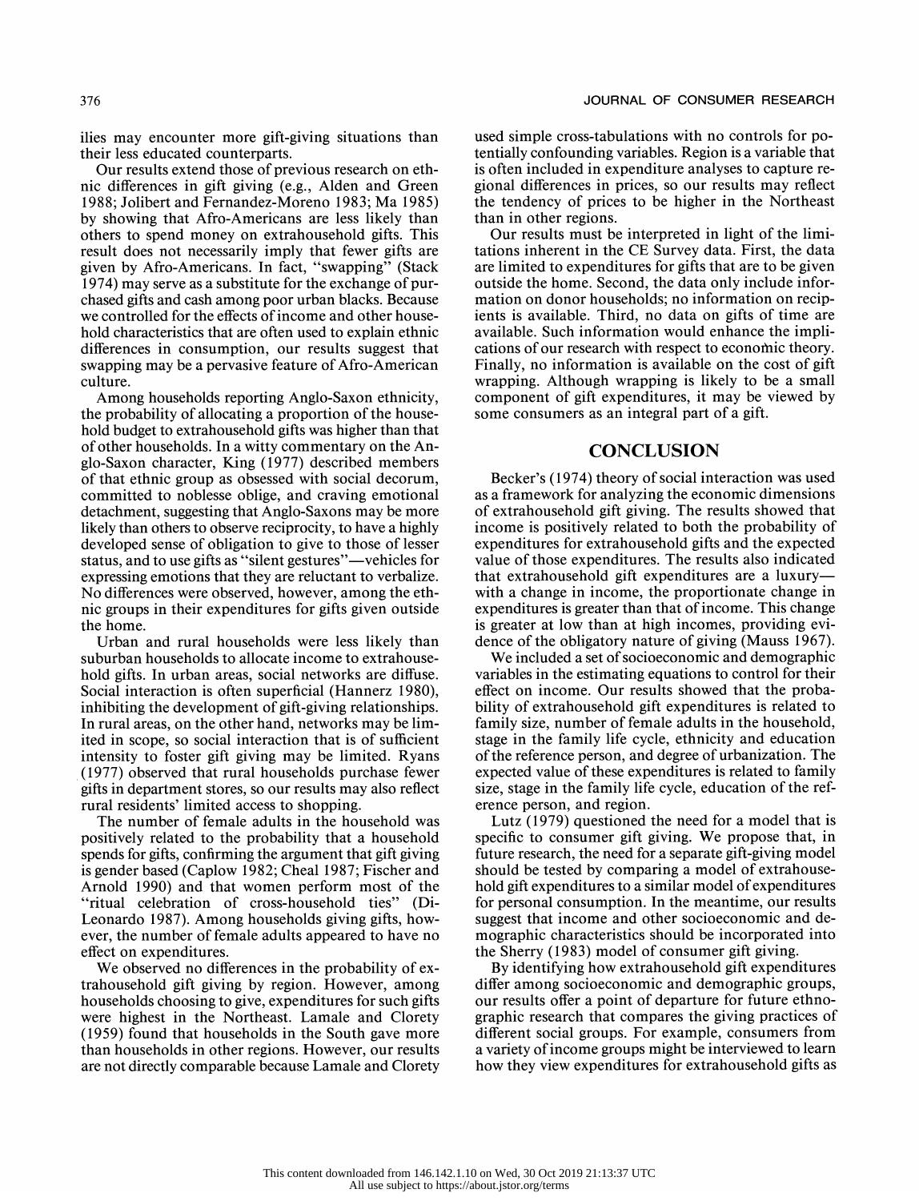ilies may encounter more gift-giving situations than their less educated counterparts.

Our results extend those of previous research on ethnic differences in gift giving (e.g., Alden and Green 1988; Jolibert and Fernandez-Moreno 1983; Ma 1985) by showing that Afro-Americans are less likely than others to spend money on extrahousehold gifts. This result does not necessarily imply that fewer gifts are given by Afro-Americans. In fact, "swapping" (Stack 1974) may serve as a substitute for the exchange of purchased gifts and cash among poor urban blacks. Because we controlled for the effects of income and other household characteristics that are often used to explain ethnic differences in consumption, our results suggest that swapping may be a pervasive feature of Afro-American culture.

Among households reporting Anglo-Saxon ethnicity, the probability of allocating a proportion of the household budget to extrahousehold gifts was higher than that of other households. In a witty commentary on the Anglo-Saxon character, King (1977) described members of that ethnic group as obsessed with social decorum, committed to noblesse oblige, and craving emotional detachment, suggesting that Anglo-Saxons may be more likely than others to observe reciprocity, to have a highly developed sense of obligation to give to those of lesser status, and to use gifts as "silent gestures"—vehicles for expressing emotions that they are reluctant to verbalize. No differences were observed, however, among the ethnic groups in their expenditures for gifts given outside the home.

Urban and rural households were less likely than suburban households to allocate income to extrahousehold gifts. In urban areas, social networks are diffuse. Social interaction is often superficial (Hannerz 1980), inhibiting the development of gift-giving relationships. In rural areas, on the other hand, networks may be limited in scope, so social interaction that is of sufficient intensity to foster gift giving may be limited. Ryans (1977) observed that rural households purchase fewer gifts in department stores, so our results may also reflect rural residents' limited access to shopping.

The number of female adults in the household was positively related to the probability that a household spends for gifts, confirming the argument that gift giving is gender based (Caplow 1982; Cheal 1987; Fischer and Arnold 1990) and that women perform most of the "ritual celebration of cross-household ties" (DiLeonardo 1987). Among households giving gifts, however, the number of female adults appeared to have no effect on expenditures.

We observed no differences in the probability of extrahousehold gift giving by region. However, among households choosing to give, expenditures for such gifts were highest in the Northeast. Lamale and Clorety (1959) found that households in the South gave more than households in other regions. However, our results are not directly comparable because Lamale and Clorety used simple cross-tabulations with no controls for potentially confounding variables. Region is a variable that is often included in expenditure analyses to capture regional differences in prices, so our results may reflect the tendency of prices to be higher in the Northeast than in other regions.

Our results must be interpreted in light of the limitations inherent in the CE Survey data. First, the data are limited to expenditures for gifts that are to be given outside the home. Second, the data only include information on donor households; no information on recipients is available. Third, no data on gifts of time are available. Such information would enhance the implications of our research with respect to economic theory. Finally, no information is available on the cost of gift wrapping. Although wrapping is likely to be a small component of gift expenditures, it may be viewed by some consumers as an integral part of a gift.

## CONCLUSION

Becker's (1974) theory of social interaction was used as a framework for analyzing the economic dimensions of extrahousehold gift giving. The results showed that income is positively related to both the probability of expenditures for extrahousehold gifts and the expected value of those expenditures. The results also indicated that extrahousehold gift expenditures are a luxury—with a change in income, the proportionate change in expenditures is greater than that of income. This change is greater at low than at high incomes, providing evidence of the obligatory nature of giving (Mauss 1967).

We included a set of socioeconomic and demographic variables in the estimating equations to control for their effect on income. Our results showed that the probability of extrahousehold gift expenditures is related to family size, number of female adults in the household, stage in the family life cycle, ethnicity and education of the reference person, and degree of urbanization. The expected value of these expenditures is related to family size, stage in the family life cycle, education of the reference person, and region.

Lutz (1979) questioned the need for a model that is specific to consumer gift giving. We propose that, in future research, the need for a separate gift-giving model should be tested by comparing a model of extrahousehold gift expenditures to a similar model of expenditures for personal consumption. In the meantime, our results suggest that income and other socioeconomic and demographic characteristics should be incorporated into the Sherry (1983) model of consumer gift giving.

By identifying how extrahousehold gift expenditures differ among socioeconomic and demographic groups, our results offer a point of departure for future ethnographic research that compares the giving practices of different social groups. For example, consumers from a variety of income groups might be interviewed to learn how they view expenditures for extrahousehold gifts as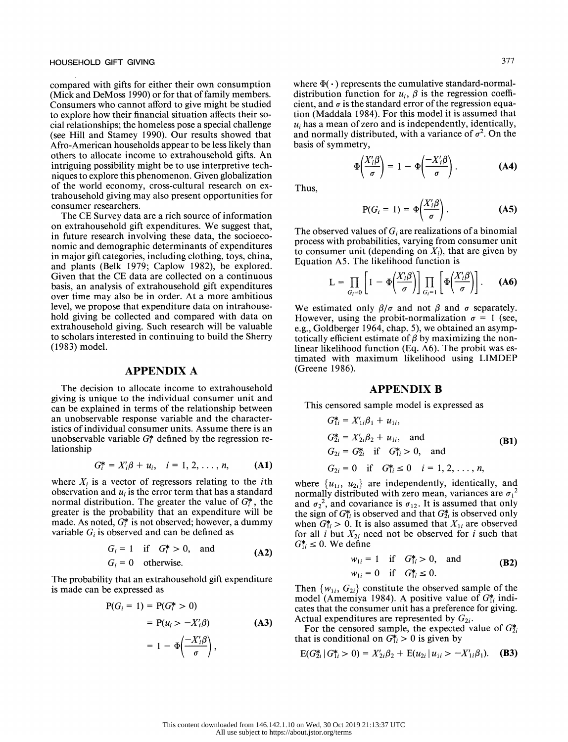compared with gifts for either their own consumption (Mick and DeMoss 1990) or for that of family members. Consumers who cannot afford to give might be studied to explore how their financial situation affects their social relationships; the homeless pose a special challenge (see Hill and Stamey 1990). Our results showed that Afro-American households appear to be less likely than others to allocate income to extrahousehold gifts. An intriguing possibility might be to use interpretive techniques to explore this phenomenon. Given globalization of the world economy, cross-cultural research on extrahousehold giving may also present opportunities for consumer researchers.

The CE Survey data are a rich source of information on extrahousehold gift expenditures. We suggest that, in future research involving these data, the socioeconomic and demographic determinants of expenditures in major gift categories, including clothing, toys, china, and plants (Belk 1979; Caplow 1982), be explored. Given that the CE data are collected on a continuous basis, an analysis of extrahousehold gift expenditures over time may also be in order. At a more ambitious level, we propose that expenditure data on intrahousehold giving be collected and compared with data on extrahousehold giving. Such research will be valuable to scholars interested in continuing to build the Sherry (1983) model.

## APPENDIX A

The decision to allocate income to extrahousehold giving is unique to the individual consumer unit and can be explained in terms of the relationship between an unobservable response variable and the characteristics of individual consumer units. Assume there is an unobservable variable $G_i^*$ defined by the regression relationship

$$G_i^* = X_i'\beta + u_i, \quad i = 1, 2, \ldots, n, \tag{A1}$$

where $X_i$ is a vector of regressors relating to the $i$th observation and $u_i$ is the error term that has a standard normal distribution. The greater the value of $G_i^*$, the greater is the probability that an expenditure will be made. As noted, $G_i^*$ is not observed; however, a dummy variable $G_i$ is observed and can be defined as

$$G_i = 1 \quad \text{if} \quad G_i^* > 0, \quad \text{and} \qquad G_i = 0 \quad \text{otherwise.} \tag{A2}$$

The probability that an extrahousehold gift expenditure is made can be expressed as

$$\begin{aligned} P(G_i = 1) &= P(G_i^* > 0) \\ &= P(u_i > -X_i'\beta) \\ &= 1 - \Phi\left(\frac{-X_i'\beta}{\sigma}\right), \end{aligned} \tag{A3}$$

where $\Phi(\cdot)$ represents the cumulative standard-normal-distribution function for $u_i$, $\beta$ is the regression coefficient, and $\sigma$ is the standard error of the regression equation (Maddala 1984). For this model it is assumed that $u_i$ has a mean of zero and is independently, identically, and normally distributed, with a variance of $\sigma^2$. On the basis of symmetry,

$$\Phi\left(\frac{X_i'\beta}{\sigma}\right) = 1 - \Phi\left(\frac{-X_i'\beta}{\sigma}\right). \tag{A4}$$

Thus,

$$P(G_i = 1) = \Phi\left(\frac{X_i'\beta}{\sigma}\right). \tag{A5}$$

The observed values of $G_i$ are realizations of a binomial process with probabilities, varying from consumer unit to consumer unit (depending on $X_i$), that are given by Equation A5. The likelihood function is

$$L = \prod_{G_i=0}\left[1 - \Phi\left(\frac{X_i'\beta}{\sigma}\right)\right] \prod_{G_i=1}\left[\Phi\left(\frac{X_i'\beta}{\sigma}\right)\right]. \tag{A6}$$

We estimated only $\beta/\sigma$ and not $\beta$ and $\sigma$ separately. However, using the probit-normalization $\sigma = 1$ (see, e.g., Goldberger 1964, chap. 5), we obtained an asymptotically efficient estimate of $\beta$ by maximizing the nonlinear likelihood function (Eq. A6). The probit was estimated with maximum likelihood using LIMDEP (Greene 1986).

## APPENDIX B

This censored sample model is expressed as

$$\begin{aligned} &G_{1i}^* = X_{1i}'\beta_1 + u_{1i}, \\ &G_{2i}^* = X_{2i}'\beta_2 + u_{1i}, \quad \text{and} \\ &G_{2i} = G_{2i}^* \quad \text{if} \quad G_{1i}^* > 0, \quad \text{and} \\ &G_{2i} = 0 \quad \text{if} \quad G_{1i}^* \leq 0 \quad i = 1, 2, \ldots, n, \end{aligned} \tag{B1}$$

where $\{u_{1i}, u_{2i}\}$ are independently, identically, and normally distributed with zero mean, variances are $\sigma_1{}^2$ and $\sigma_2{}^2$, and covariance is $\sigma_{12}$. It is assumed that only the sign of $G_{1i}^*$ is observed and that $G_{2i}^*$ is observed only when $G_{1i}^* > 0$. It is also assumed that $X_{1i}$ are observed for all $i$ but $X_{2i}$ need not be observed for $i$ such that $G_{1i}^* \leq 0$. We define

$$w_{1i} = 1 \quad \text{if} \quad G_{1i}^* > 0, \quad \text{and} \qquad w_{1i} = 0 \quad \text{if} \quad G_{1i}^* \leq 0. \tag{B2}$$

Then $\{w_{1i}, G_{2i}\}$ constitute the observed sample of the model (Amemiya 1984). A positive value of $G_{1i}^*$ indicates that the consumer unit has a preference for giving. Actual expenditures are represented by $G_{2i}$.

For the censored sample, the expected value of $G_{2i}^*$ that is conditional on $G_{1i}^* > 0$ is given by

$$E(G_{2i}^* \mid G_{1i}^* > 0) = X_{2i}'\beta_2 + E(u_{2i} \mid u_{1i} > -X_{1i}'\beta_1). \tag{B3}$$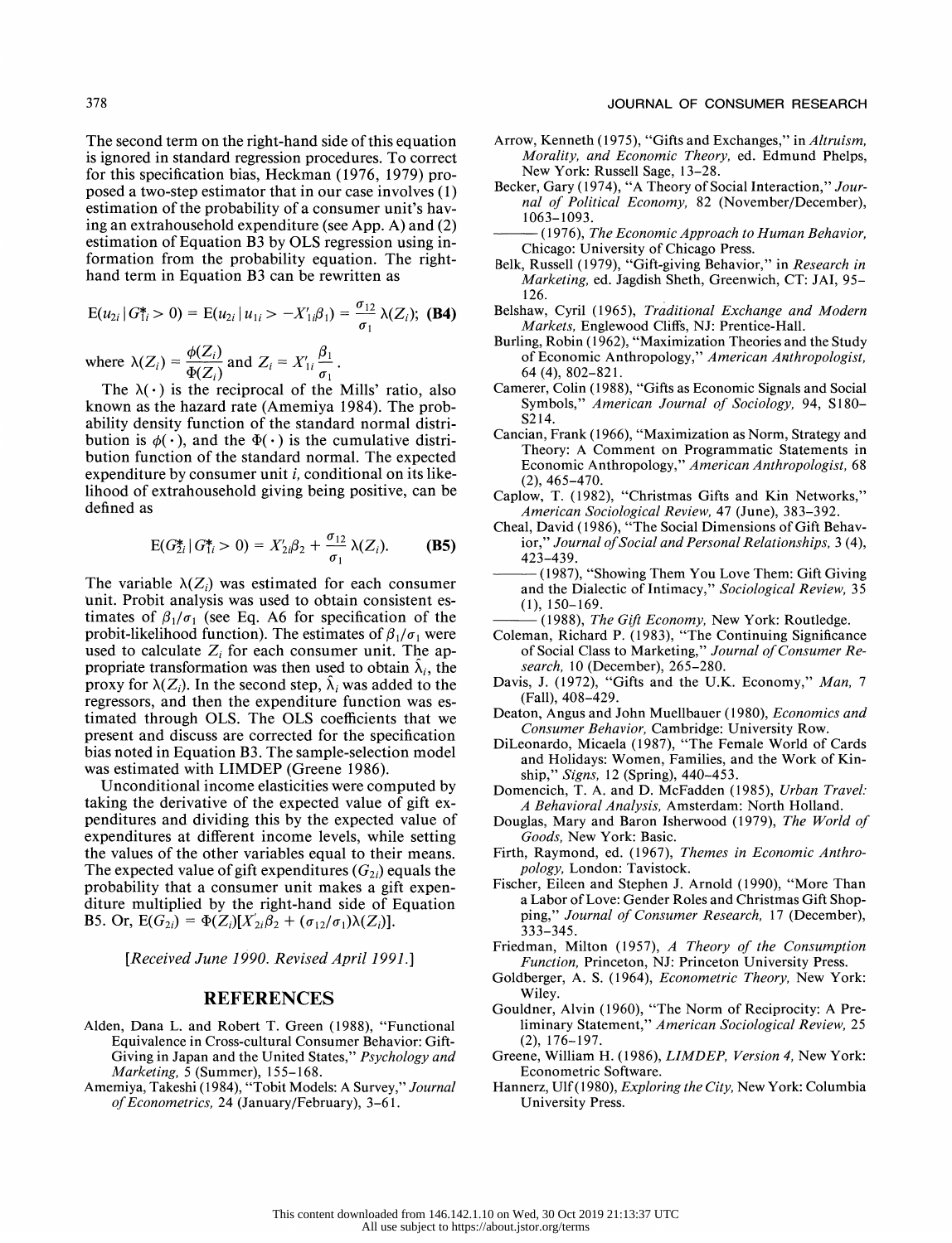The second term on the right-hand side of this equation is ignored in standard regression procedures. To correct for this specification bias, Heckman (1976, 1979) proposed a two-step estimator that in our case involves (1) estimation of the probability of a consumer unit's having an extrahousehold expenditure (see App. A) and (2) estimation of Equation B3 by OLS regression using information from the probability equation. The right-hand term in Equation B3 can be rewritten as

$$E(u_{2i} \mid G^*_{1i} > 0) = E(u_{2i} \mid u_{1i} > -X'_{1i}\beta_1) = \frac{\sigma_{12}}{\sigma_1}\lambda(Z_i); \quad \textbf{(B4)}$$

where $\lambda(Z_i) = \dfrac{\phi(Z_i)}{\Phi(Z_i)}$ and $Z_i = X'_{1i}\dfrac{\beta_1}{\sigma_1}$.

The $\lambda(\cdot)$ is the reciprocal of the Mills' ratio, also known as the hazard rate (Amemiya 1984). The probability density function of the standard normal distribution is $\phi(\cdot)$, and the $\Phi(\cdot)$ is the cumulative distribution function of the standard normal. The expected expenditure by consumer unit $i$, conditional on its likelihood of extrahousehold giving being positive, can be defined as

$$E(G^*_{2i} \mid G^*_{1i} > 0) = X'_{2i}\beta_2 + \frac{\sigma_{12}}{\sigma_1}\lambda(Z_i). \quad \textbf{(B5)}$$

The variable $\lambda(Z_i)$ was estimated for each consumer unit. Probit analysis was used to obtain consistent estimates of $\beta_1/\sigma_1$ (see Eq. A6 for specification of the probit-likelihood function). The estimates of $\beta_1/\sigma_1$ were used to calculate $Z_i$ for each consumer unit. The appropriate transformation was then used to obtain $\hat{\lambda}_i$, the proxy for $\lambda(Z_i)$. In the second step, $\hat{\lambda}_i$ was added to the regressors, and then the expenditure function was estimated through OLS. The OLS coefficients that we present and discuss are corrected for the specification bias noted in Equation B3. The sample-selection model was estimated with LIMDEP (Greene 1986).

Unconditional income elasticities were computed by taking the derivative of the expected value of gift expenditures and dividing this by the expected value of expenditures at different income levels, while setting the values of the other variables equal to their means. The expected value of gift expenditures ($G_{2i}$) equals the probability that a consumer unit makes a gift expenditure multiplied by the right-hand side of Equation B5. Or, $E(G_{2i}) = \Phi(Z_i)[X'_{2i}\beta_2 + (\sigma_{12}/\sigma_1)\lambda(Z_i)]$.

*[Received June 1990. Revised April 1991.]*

## REFERENCES

Alden, Dana L. and Robert T. Green (1988), "Functional Equivalence in Cross-cultural Consumer Behavior: Gift-Giving in Japan and the United States," *Psychology and Marketing,* 5 (Summer), 155–168.

Amemiya, Takeshi (1984), "Tobit Models: A Survey," *Journal of Econometrics,* 24 (January/February), 3–61.

Arrow, Kenneth (1975), "Gifts and Exchanges," in *Altruism, Morality, and Economic Theory,* ed. Edmund Phelps, New York: Russell Sage, 13–28.

Becker, Gary (1974), "A Theory of Social Interaction," *Journal of Political Economy,* 82 (November/December), 1063–1093.

——— (1976), *The Economic Approach to Human Behavior,* Chicago: University of Chicago Press.

Belk, Russell (1979), "Gift-giving Behavior," in *Research in Marketing,* ed. Jagdish Sheth, Greenwich, CT: JAI, 95–126.

Belshaw, Cyril (1965), *Traditional Exchange and Modern Markets,* Englewood Cliffs, NJ: Prentice-Hall.

Burling, Robin (1962), "Maximization Theories and the Study of Economic Anthropology," *American Anthropologist,* 64 (4), 802–821.

Camerer, Colin (1988), "Gifts as Economic Signals and Social Symbols," *American Journal of Sociology,* 94, S180–S214.

Cancian, Frank (1966), "Maximization as Norm, Strategy and Theory: A Comment on Programmatic Statements in Economic Anthropology," *American Anthropologist,* 68 (2), 465–470.

Caplow, T. (1982), "Christmas Gifts and Kin Networks," *American Sociological Review,* 47 (June), 383–392.

Cheal, David (1986), "The Social Dimensions of Gift Behavior," *Journal of Social and Personal Relationships,* 3 (4), 423–439.

——— (1987), "Showing Them You Love Them: Gift Giving and the Dialectic of Intimacy," *Sociological Review,* 35 (1), 150–169.

——— (1988), *The Gift Economy,* New York: Routledge.

Coleman, Richard P. (1983), "The Continuing Significance of Social Class to Marketing," *Journal of Consumer Research,* 10 (December), 265–280.

Davis, J. (1972), "Gifts and the U.K. Economy," *Man,* 7 (Fall), 408–429.

Deaton, Angus and John Muellbauer (1980), *Economics and Consumer Behavior,* Cambridge: University Row.

DiLeonardo, Micaela (1987), "The Female World of Cards and Holidays: Women, Families, and the Work of Kinship," *Signs,* 12 (Spring), 440–453.

Domencich, T. A. and D. McFadden (1985), *Urban Travel: A Behavioral Analysis,* Amsterdam: North Holland.

Douglas, Mary and Baron Isherwood (1979), *The World of Goods,* New York: Basic.

Firth, Raymond, ed. (1967), *Themes in Economic Anthropology,* London: Tavistock.

Fischer, Eileen and Stephen J. Arnold (1990), "More Than a Labor of Love: Gender Roles and Christmas Gift Shopping," *Journal of Consumer Research,* 17 (December), 333–345.

Friedman, Milton (1957), *A Theory of the Consumption Function,* Princeton, NJ: Princeton University Press.

Goldberger, A. S. (1964), *Econometric Theory,* New York: Wiley.

Gouldner, Alvin (1960), "The Norm of Reciprocity: A Preliminary Statement," *American Sociological Review,* 25 (2), 176–197.

Greene, William H. (1986), *LIMDEP, Version 4,* New York: Econometric Software.

Hannerz, Ulf (1980), *Exploring the City,* New York: Columbia University Press.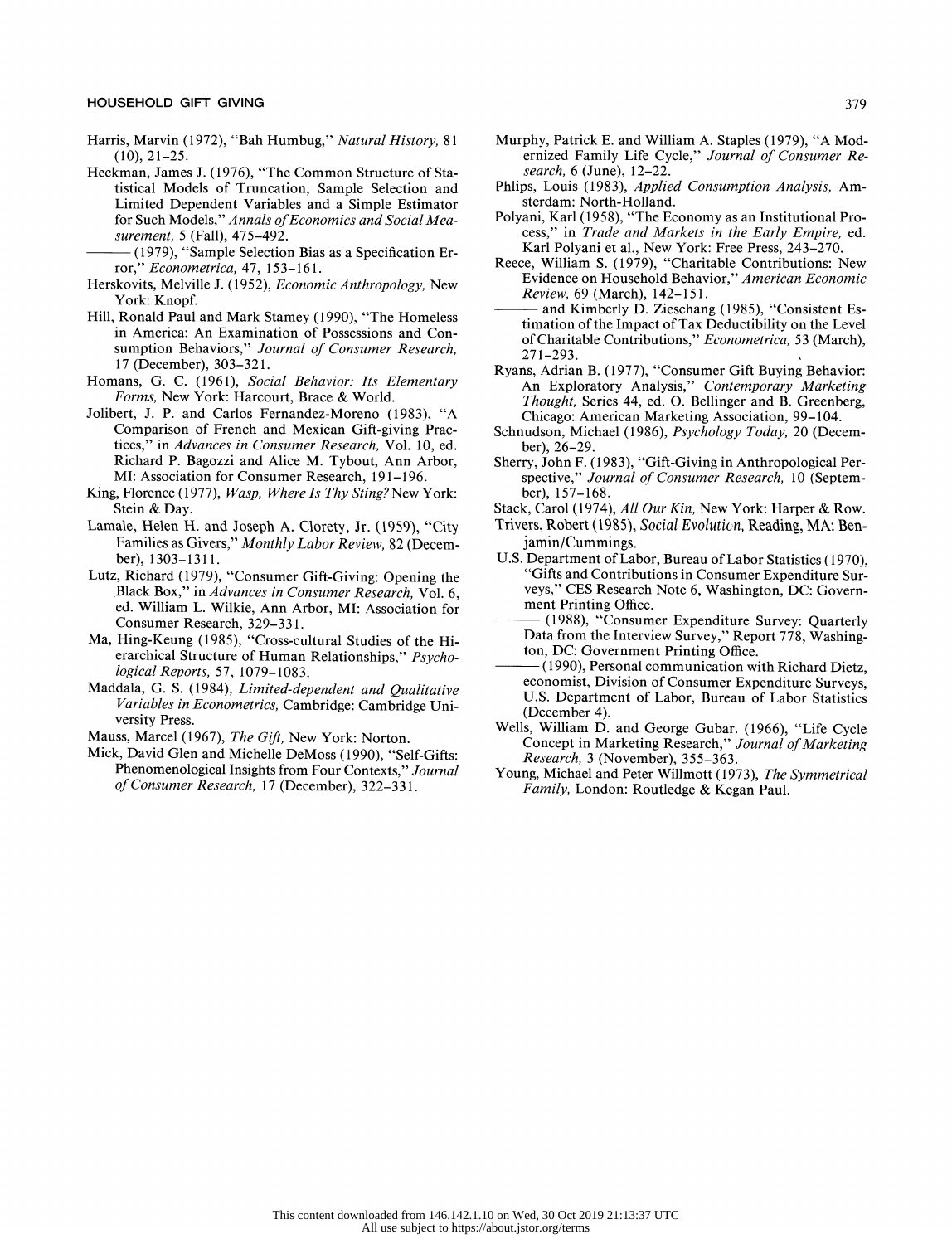Harris, Marvin (1972), "Bah Humbug," *Natural History,* 81 (10), 21–25.

Heckman, James J. (1976), "The Common Structure of Statistical Models of Truncation, Sample Selection and Limited Dependent Variables and a Simple Estimator for Such Models," *Annals of Economics and Social Measurement,* 5 (Fall), 475–492.

——— (1979), "Sample Selection Bias as a Specification Error," *Econometrica,* 47, 153–161.

Herskovits, Melville J. (1952), *Economic Anthropology,* New York: Knopf.

Hill, Ronald Paul and Mark Stamey (1990), "The Homeless in America: An Examination of Possessions and Consumption Behaviors," *Journal of Consumer Research,* 17 (December), 303–321.

Homans, G. C. (1961), *Social Behavior: Its Elementary Forms,* New York: Harcourt, Brace & World.

Jolibert, J. P. and Carlos Fernandez-Moreno (1983), "A Comparison of French and Mexican Gift-giving Practices," in *Advances in Consumer Research,* Vol. 10, ed. Richard P. Bagozzi and Alice M. Tybout, Ann Arbor, MI: Association for Consumer Research, 191–196.

King, Florence (1977), *Wasp, Where Is Thy Sting?* New York: Stein & Day.

Lamale, Helen H. and Joseph A. Clorety, Jr. (1959), "City Families as Givers," *Monthly Labor Review,* 82 (December), 1303–1311.

Lutz, Richard (1979), "Consumer Gift-Giving: Opening the Black Box," in *Advances in Consumer Research,* Vol. 6, ed. William L. Wilkie, Ann Arbor, MI: Association for Consumer Research, 329–331.

Ma, Hing-Keung (1985), "Cross-cultural Studies of the Hierarchical Structure of Human Relationships," *Psychological Reports,* 57, 1079–1083.

Maddala, G. S. (1984), *Limited-dependent and Qualitative Variables in Econometrics,* Cambridge: Cambridge University Press.

Mauss, Marcel (1967), *The Gift,* New York: Norton.

Mick, David Glen and Michelle DeMoss (1990), "Self-Gifts: Phenomenological Insights from Four Contexts," *Journal of Consumer Research,* 17 (December), 322–331.

Murphy, Patrick E. and William A. Staples (1979), "A Modernized Family Life Cycle," *Journal of Consumer Research,* 6 (June), 12–22.

Phlips, Louis (1983), *Applied Consumption Analysis,* Amsterdam: North-Holland.

Polyani, Karl (1958), "The Economy as an Institutional Process," in *Trade and Markets in the Early Empire,* ed. Karl Polyani et al., New York: Free Press, 243–270.

Reece, William S. (1979), "Charitable Contributions: New Evidence on Household Behavior," *American Economic Review,* 69 (March), 142–151.

——— and Kimberly D. Zieschang (1985), "Consistent Estimation of the Impact of Tax Deductibility on the Level of Charitable Contributions," *Econometrica,* 53 (March), 271–293.

Ryans, Adrian B. (1977), "Consumer Gift Buying Behavior: An Exploratory Analysis," *Contemporary Marketing Thought,* Series 44, ed. O. Bellinger and B. Greenberg, Chicago: American Marketing Association, 99–104.

Schnudson, Michael (1986), *Psychology Today,* 20 (December), 26–29.

Sherry, John F. (1983), "Gift-Giving in Anthropological Perspective," *Journal of Consumer Research,* 10 (September), 157–168.

Stack, Carol (1974), *All Our Kin,* New York: Harper & Row.

Trivers, Robert (1985), *Social Evolution,* Reading, MA: Benjamin/Cummings.

U.S. Department of Labor, Bureau of Labor Statistics (1970), "Gifts and Contributions in Consumer Expenditure Surveys," CES Research Note 6, Washington, DC: Government Printing Office.

——— (1988), "Consumer Expenditure Survey: Quarterly Data from the Interview Survey," Report 778, Washington, DC: Government Printing Office.

——— (1990), Personal communication with Richard Dietz, economist, Division of Consumer Expenditure Surveys, U.S. Department of Labor, Bureau of Labor Statistics (December 4).

Wells, William D. and George Gubar. (1966), "Life Cycle Concept in Marketing Research," *Journal of Marketing Research,* 3 (November), 355–363.

Young, Michael and Peter Willmott (1973), *The Symmetrical Family,* London: Routledge & Kegan Paul.